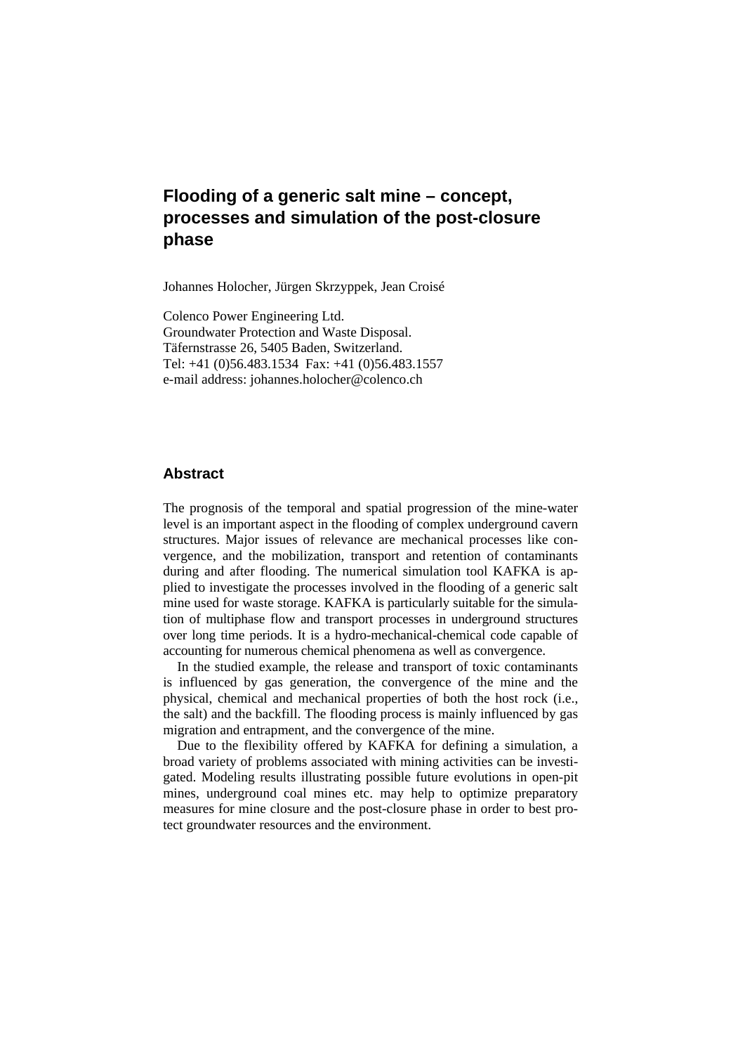# Flooding of a generic salt mine – concept, processes and simulation of the post-closure phase

Johannes Holocher, Jürgen Skrzyppek, Jean Croisé

Colenco Power Engineering Ltd.
Groundwater Protection and Waste Disposal.
Täfernstrasse 26, 5405 Baden, Switzerland.
Tel: +41 (0)56.483.1534 Fax: +41 (0)56.483.1557
e-mail address: johannes.holocher@colenco.ch

## Abstract

The prognosis of the temporal and spatial progression of the mine-water level is an important aspect in the flooding of complex underground cavern structures. Major issues of relevance are mechanical processes like convergence, and the mobilization, transport and retention of contaminants during and after flooding. The numerical simulation tool KAFKA is applied to investigate the processes involved in the flooding of a generic salt mine used for waste storage. KAFKA is particularly suitable for the simulation of multiphase flow and transport processes in underground structures over long time periods. It is a hydro-mechanical-chemical code capable of accounting for numerous chemical phenomena as well as convergence.

In the studied example, the release and transport of toxic contaminants is influenced by gas generation, the convergence of the mine and the physical, chemical and mechanical properties of both the host rock (i.e., the salt) and the backfill. The flooding process is mainly influenced by gas migration and entrapment, and the convergence of the mine.

Due to the flexibility offered by KAFKA for defining a simulation, a broad variety of problems associated with mining activities can be investigated. Modeling results illustrating possible future evolutions in open-pit mines, underground coal mines etc. may help to optimize preparatory measures for mine closure and the post-closure phase in order to best protect groundwater resources and the environment.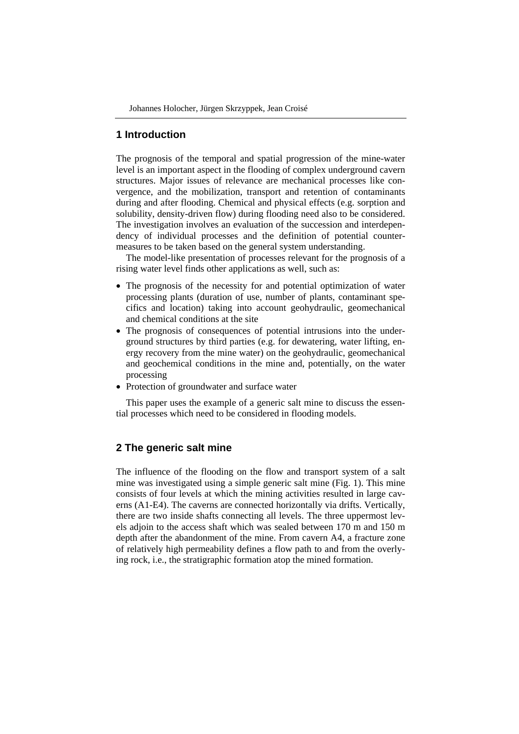## 1 Introduction

The prognosis of the temporal and spatial progression of the mine-water level is an important aspect in the flooding of complex underground cavern structures. Major issues of relevance are mechanical processes like convergence, and the mobilization, transport and retention of contaminants during and after flooding. Chemical and physical effects (e.g. sorption and solubility, density-driven flow) during flooding need also to be considered. The investigation involves an evaluation of the succession and interdependency of individual processes and the definition of potential countermeasures to be taken based on the general system understanding.

The model-like presentation of processes relevant for the prognosis of a rising water level finds other applications as well, such as:

- The prognosis of the necessity for and potential optimization of water processing plants (duration of use, number of plants, contaminant specifics and location) taking into account geohydraulic, geomechanical and chemical conditions at the site
- The prognosis of consequences of potential intrusions into the underground structures by third parties (e.g. for dewatering, water lifting, energy recovery from the mine water) on the geohydraulic, geomechanical and geochemical conditions in the mine and, potentially, on the water processing
- Protection of groundwater and surface water

This paper uses the example of a generic salt mine to discuss the essential processes which need to be considered in flooding models.

## 2 The generic salt mine

The influence of the flooding on the flow and transport system of a salt mine was investigated using a simple generic salt mine (Fig. 1). This mine consists of four levels at which the mining activities resulted in large caverns (A1-E4). The caverns are connected horizontally via drifts. Vertically, there are two inside shafts connecting all levels. The three uppermost levels adjoin to the access shaft which was sealed between 170 m and 150 m depth after the abandonment of the mine. From cavern A4, a fracture zone of relatively high permeability defines a flow path to and from the overlying rock, i.e., the stratigraphic formation atop the mined formation.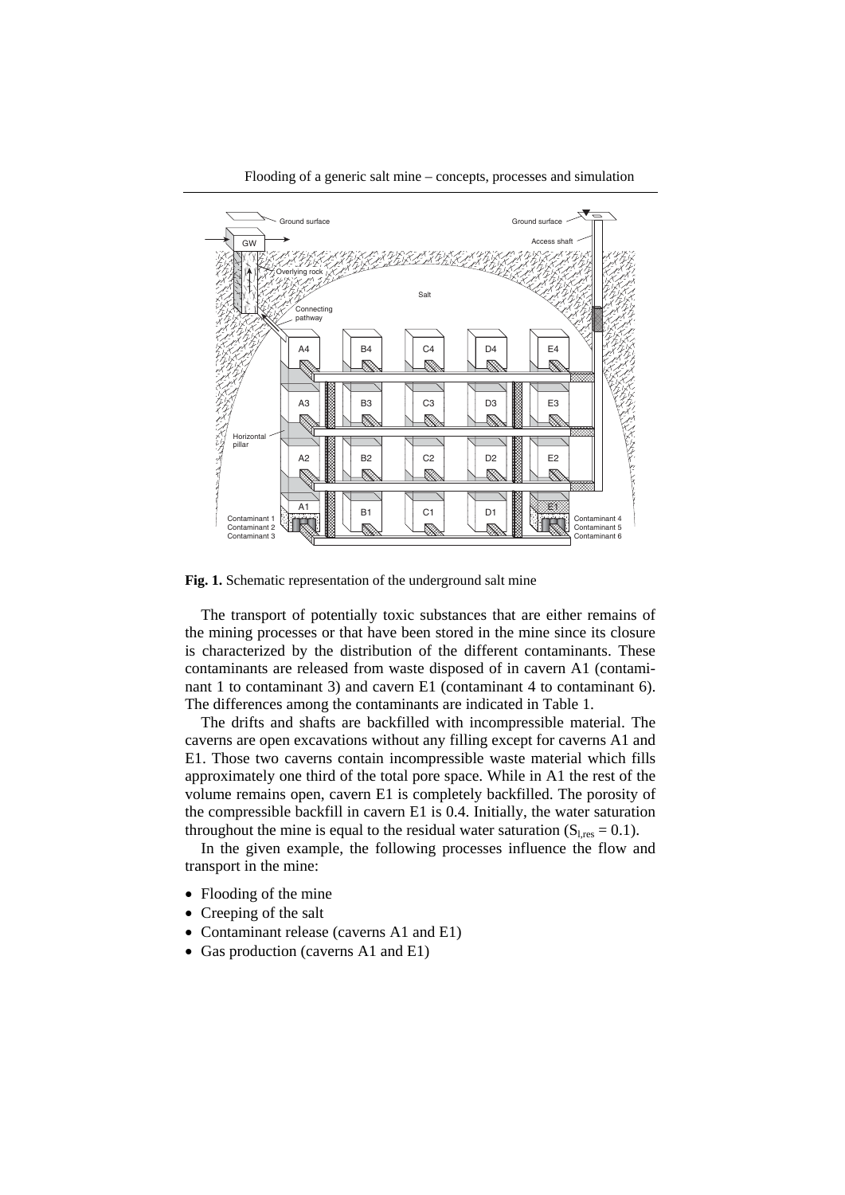**Fig. 1.** Schematic representation of the underground salt mine

The transport of potentially toxic substances that are either remains of the mining processes or that have been stored in the mine since its closure is characterized by the distribution of the different contaminants. These contaminants are released from waste disposed of in cavern A1 (contaminant 1 to contaminant 3) and cavern E1 (contaminant 4 to contaminant 6). The differences among the contaminants are indicated in Table 1.

The drifts and shafts are backfilled with incompressible material. The caverns are open excavations without any filling except for caverns A1 and E1. Those two caverns contain incompressible waste material which fills approximately one third of the total pore space. While in A1 the rest of the volume remains open, cavern E1 is completely backfilled. The porosity of the compressible backfill in cavern E1 is 0.4. Initially, the water saturation throughout the mine is equal to the residual water saturation ($S_{l,res} = 0.1$).

In the given example, the following processes influence the flow and transport in the mine:

- Flooding of the mine
- Creeping of the salt
- Contaminant release (caverns A1 and E1)
- Gas production (caverns A1 and E1)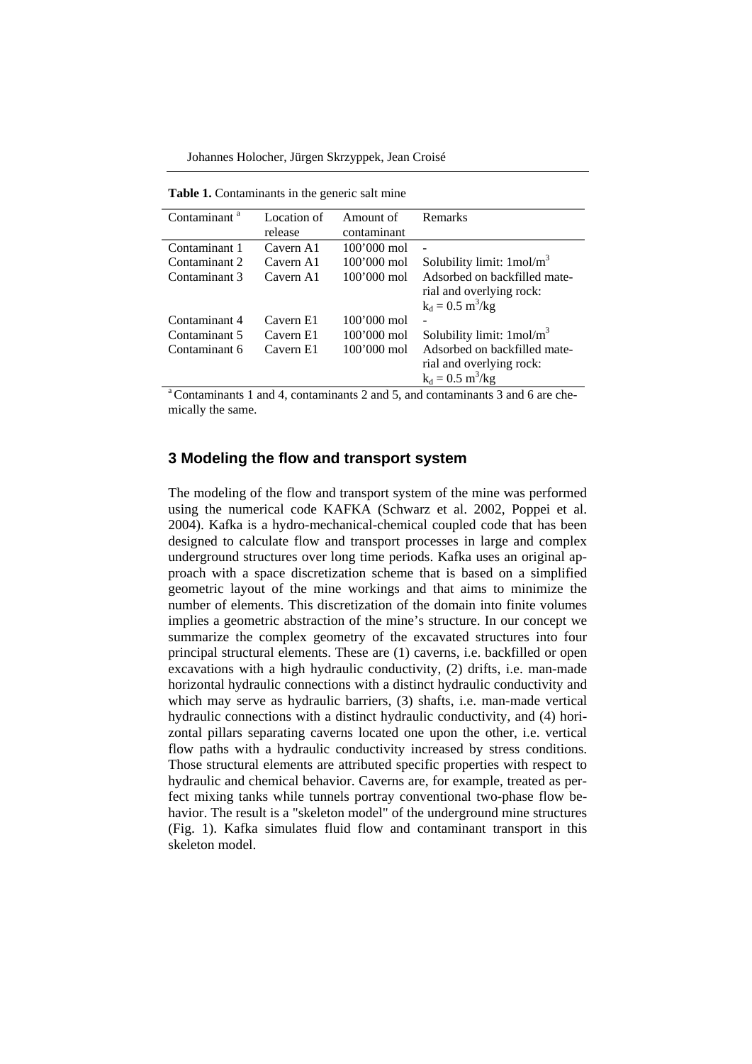**Table 1.** Contaminants in the generic salt mine

| Contaminant [a] | Location of release | Amount of contaminant | Remarks |
|---|---|---|---|
| Contaminant 1 | Cavern A1 | 100'000 mol | - |
| Contaminant 2 | Cavern A1 | 100'000 mol | Solubility limit: $1 mol/m^3$ |
| Contaminant 3 | Cavern A1 | 100'000 mol | Adsorbed on backfilled material and overlying rock: $k_d = 0.5$ $m^3/kg$ |
| Contaminant 4 | Cavern E1 | 100'000 mol | - |
| Contaminant 5 | Cavern E1 | 100'000 mol | Solubility limit: $1 mol/m^3$ |
| Contaminant 6 | Cavern E1 | 100'000 mol | Adsorbed on backfilled material and overlying rock: $k_d = 0.5$ $m^3/kg$ |

[a] Contaminants 1 and 4, contaminants 2 and 5, and contaminants 3 and 6 are chemically the same.

## 3 Modeling the flow and transport system

The modeling of the flow and transport system of the mine was performed using the numerical code KAFKA (Schwarz et al. 2002, Poppei et al. 2004). Kafka is a hydro-mechanical-chemical coupled code that has been designed to calculate flow and transport processes in large and complex underground structures over long time periods. Kafka uses an original approach with a space discretization scheme that is based on a simplified geometric layout of the mine workings and that aims to minimize the number of elements. This discretization of the domain into finite volumes implies a geometric abstraction of the mine's structure. In our concept we summarize the complex geometry of the excavated structures into four principal structural elements. These are (1) caverns, i.e. backfilled or open excavations with a high hydraulic conductivity, (2) drifts, i.e. man-made horizontal hydraulic connections with a distinct hydraulic conductivity and which may serve as hydraulic barriers, (3) shafts, i.e. man-made vertical hydraulic connections with a distinct hydraulic conductivity, and (4) horizontal pillars separating caverns located one upon the other, i.e. vertical flow paths with a hydraulic conductivity increased by stress conditions. Those structural elements are attributed specific properties with respect to hydraulic and chemical behavior. Caverns are, for example, treated as perfect mixing tanks while tunnels portray conventional two-phase flow behavior. The result is a "skeleton model" of the underground mine structures (Fig. 1). Kafka simulates fluid flow and contaminant transport in this skeleton model.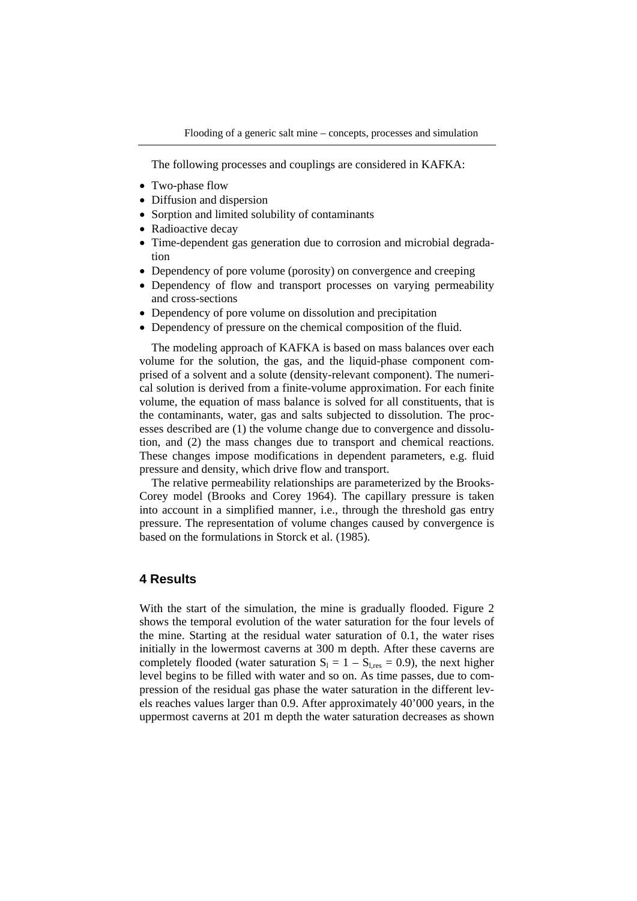The following processes and couplings are considered in KAFKA:

- Two-phase flow
- Diffusion and dispersion
- Sorption and limited solubility of contaminants
- Radioactive decay
- Time-dependent gas generation due to corrosion and microbial degradation
- Dependency of pore volume (porosity) on convergence and creeping
- Dependency of flow and transport processes on varying permeability and cross-sections
- Dependency of pore volume on dissolution and precipitation
- Dependency of pressure on the chemical composition of the fluid.

The modeling approach of KAFKA is based on mass balances over each volume for the solution, the gas, and the liquid-phase component comprised of a solvent and a solute (density-relevant component). The numerical solution is derived from a finite-volume approximation. For each finite volume, the equation of mass balance is solved for all constituents, that is the contaminants, water, gas and salts subjected to dissolution. The processes described are (1) the volume change due to convergence and dissolution, and (2) the mass changes due to transport and chemical reactions. These changes impose modifications in dependent parameters, e.g. fluid pressure and density, which drive flow and transport.

The relative permeability relationships are parameterized by the Brooks-Corey model (Brooks and Corey 1964). The capillary pressure is taken into account in a simplified manner, i.e., through the threshold gas entry pressure. The representation of volume changes caused by convergence is based on the formulations in Storck et al. (1985).

## 4 Results

With the start of the simulation, the mine is gradually flooded. Figure 2 shows the temporal evolution of the water saturation for the four levels of the mine. Starting at the residual water saturation of 0.1, the water rises initially in the lowermost caverns at 300 m depth. After these caverns are completely flooded (water saturation $S_l = 1 - S_{l,res} = 0.9$), the next higher level begins to be filled with water and so on. As time passes, due to compression of the residual gas phase the water saturation in the different levels reaches values larger than 0.9. After approximately 40'000 years, in the uppermost caverns at 201 m depth the water saturation decreases as shown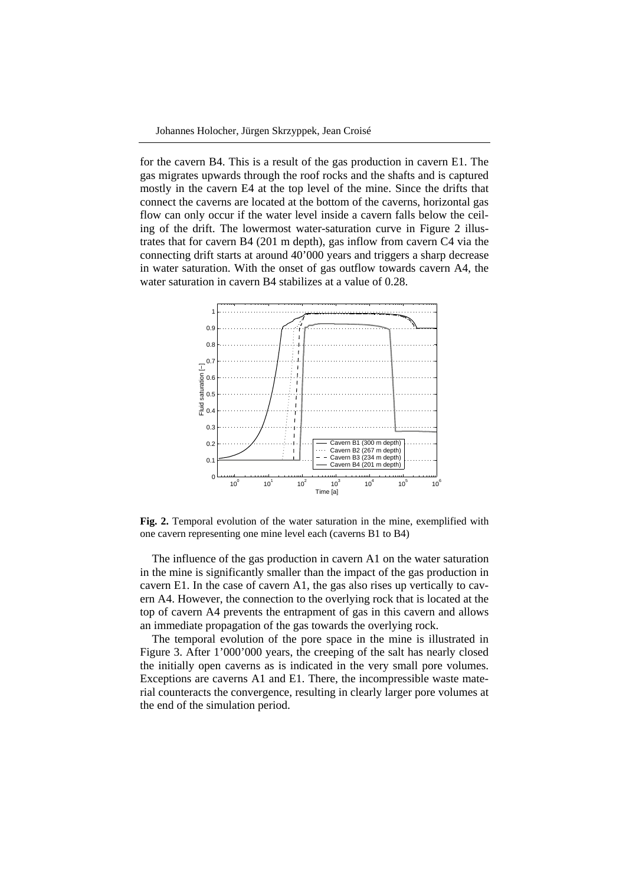for the cavern B4. This is a result of the gas production in cavern E1. The gas migrates upwards through the roof rocks and the shafts and is captured mostly in the cavern E4 at the top level of the mine. Since the drifts that connect the caverns are located at the bottom of the caverns, horizontal gas flow can only occur if the water level inside a cavern falls below the ceiling of the drift. The lowermost water-saturation curve in Figure 2 illustrates that for cavern B4 (201 m depth), gas inflow from cavern C4 via the connecting drift starts at around 40’000 years and triggers a sharp decrease in water saturation. With the onset of gas outflow towards cavern A4, the water saturation in cavern B4 stabilizes at a value of 0.28.

**Fig. 2.** Temporal evolution of the water saturation in the mine, exemplified with one cavern representing one mine level each (caverns B1 to B4)

The influence of the gas production in cavern A1 on the water saturation in the mine is significantly smaller than the impact of the gas production in cavern E1. In the case of cavern A1, the gas also rises up vertically to cavern A4. However, the connection to the overlying rock that is located at the top of cavern A4 prevents the entrapment of gas in this cavern and allows an immediate propagation of the gas towards the overlying rock.

The temporal evolution of the pore space in the mine is illustrated in Figure 3. After 1’000’000 years, the creeping of the salt has nearly closed the initially open caverns as is indicated in the very small pore volumes. Exceptions are caverns A1 and E1. There, the incompressible waste material counteracts the convergence, resulting in clearly larger pore volumes at the end of the simulation period.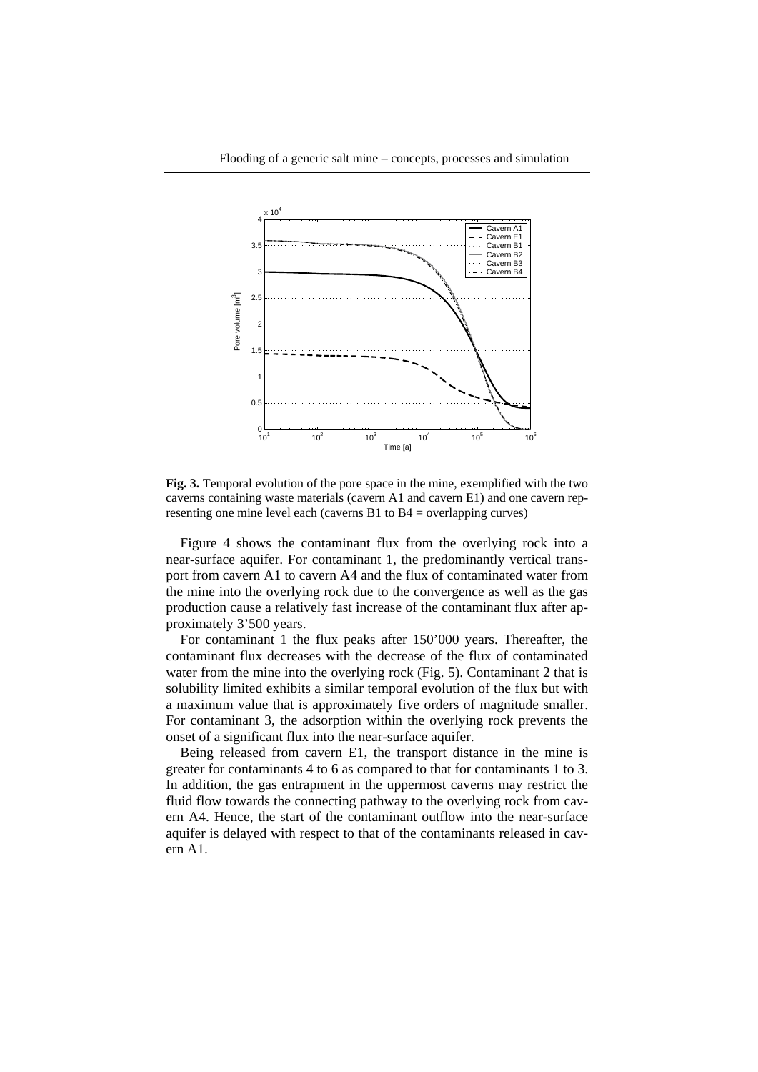**Fig. 3.** Temporal evolution of the pore space in the mine, exemplified with the two caverns containing waste materials (cavern A1 and cavern E1) and one cavern representing one mine level each (caverns B1 to B4 = overlapping curves)

Figure 4 shows the contaminant flux from the overlying rock into a near-surface aquifer. For contaminant 1, the predominantly vertical transport from cavern A1 to cavern A4 and the flux of contaminated water from the mine into the overlying rock due to the convergence as well as the gas production cause a relatively fast increase of the contaminant flux after approximately 3'500 years.

For contaminant 1 the flux peaks after 150'000 years. Thereafter, the contaminant flux decreases with the decrease of the flux of contaminated water from the mine into the overlying rock (Fig. 5). Contaminant 2 that is solubility limited exhibits a similar temporal evolution of the flux but with a maximum value that is approximately five orders of magnitude smaller. For contaminant 3, the adsorption within the overlying rock prevents the onset of a significant flux into the near-surface aquifer.

Being released from cavern E1, the transport distance in the mine is greater for contaminants 4 to 6 as compared to that for contaminants 1 to 3. In addition, the gas entrapment in the uppermost caverns may restrict the fluid flow towards the connecting pathway to the overlying rock from cavern A4. Hence, the start of the contaminant outflow into the near-surface aquifer is delayed with respect to that of the contaminants released in cavern A1.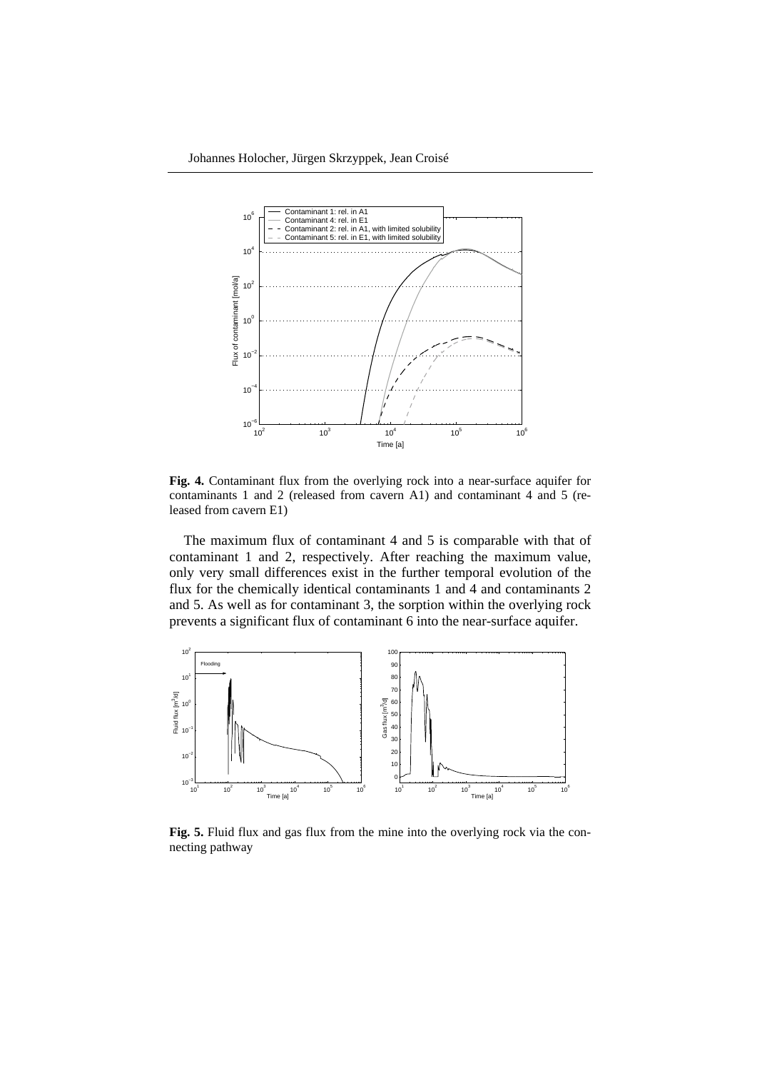**Fig. 4.** Contaminant flux from the overlying rock into a near-surface aquifer for contaminants 1 and 2 (released from cavern A1) and contaminant 4 and 5 (released from cavern E1)

The maximum flux of contaminant 4 and 5 is comparable with that of contaminant 1 and 2, respectively. After reaching the maximum value, only very small differences exist in the further temporal evolution of the flux for the chemically identical contaminants 1 and 4 and contaminants 2 and 5. As well as for contaminant 3, the sorption within the overlying rock prevents a significant flux of contaminant 6 into the near-surface aquifer.

**Fig. 5.** Fluid flux and gas flux from the mine into the overlying rock via the connecting pathway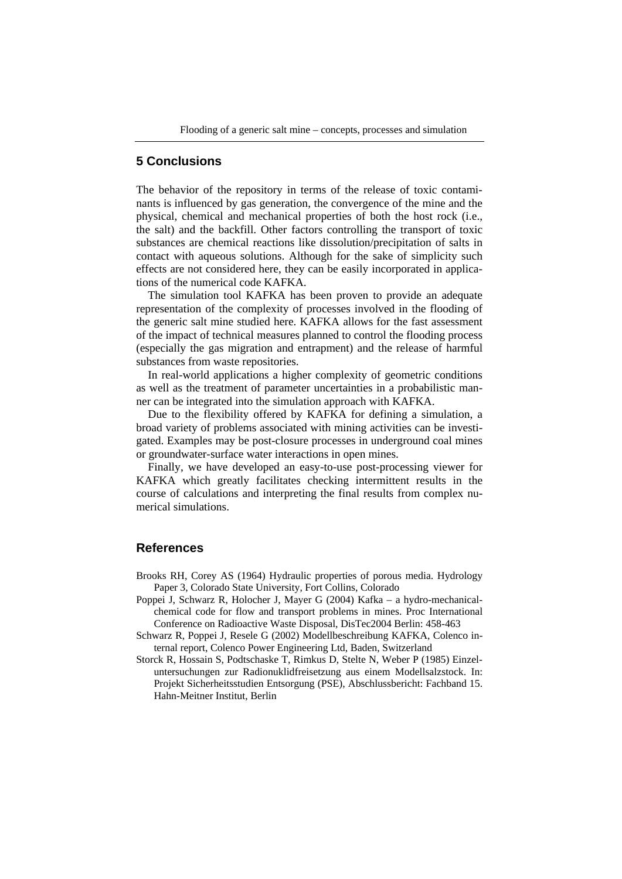## 5 Conclusions

The behavior of the repository in terms of the release of toxic contaminants is influenced by gas generation, the convergence of the mine and the physical, chemical and mechanical properties of both the host rock (i.e., the salt) and the backfill. Other factors controlling the transport of toxic substances are chemical reactions like dissolution/precipitation of salts in contact with aqueous solutions. Although for the sake of simplicity such effects are not considered here, they can be easily incorporated in applications of the numerical code KAFKA.

The simulation tool KAFKA has been proven to provide an adequate representation of the complexity of processes involved in the flooding of the generic salt mine studied here. KAFKA allows for the fast assessment of the impact of technical measures planned to control the flooding process (especially the gas migration and entrapment) and the release of harmful substances from waste repositories.

In real-world applications a higher complexity of geometric conditions as well as the treatment of parameter uncertainties in a probabilistic manner can be integrated into the simulation approach with KAFKA.

Due to the flexibility offered by KAFKA for defining a simulation, a broad variety of problems associated with mining activities can be investigated. Examples may be post-closure processes in underground coal mines or groundwater-surface water interactions in open mines.

Finally, we have developed an easy-to-use post-processing viewer for KAFKA which greatly facilitates checking intermittent results in the course of calculations and interpreting the final results from complex numerical simulations.

## References

Brooks RH, Corey AS (1964) Hydraulic properties of porous media. Hydrology Paper 3, Colorado State University, Fort Collins, Colorado

Poppei J, Schwarz R, Holocher J, Mayer G (2004) Kafka – a hydro-mechanical-chemical code for flow and transport problems in mines. Proc International Conference on Radioactive Waste Disposal, DisTec2004 Berlin: 458-463

Schwarz R, Poppei J, Resele G (2002) Modellbeschreibung KAFKA, Colenco internal report, Colenco Power Engineering Ltd, Baden, Switzerland

Storck R, Hossain S, Podtschaske T, Rimkus D, Stelte N, Weber P (1985) Einzeluntersuchungen zur Radionuklidfreisetzung aus einem Modellsalzstock. In: Projekt Sicherheitsstudien Entsorgung (PSE), Abschlussbericht: Fachband 15. Hahn-Meitner Institut, Berlin